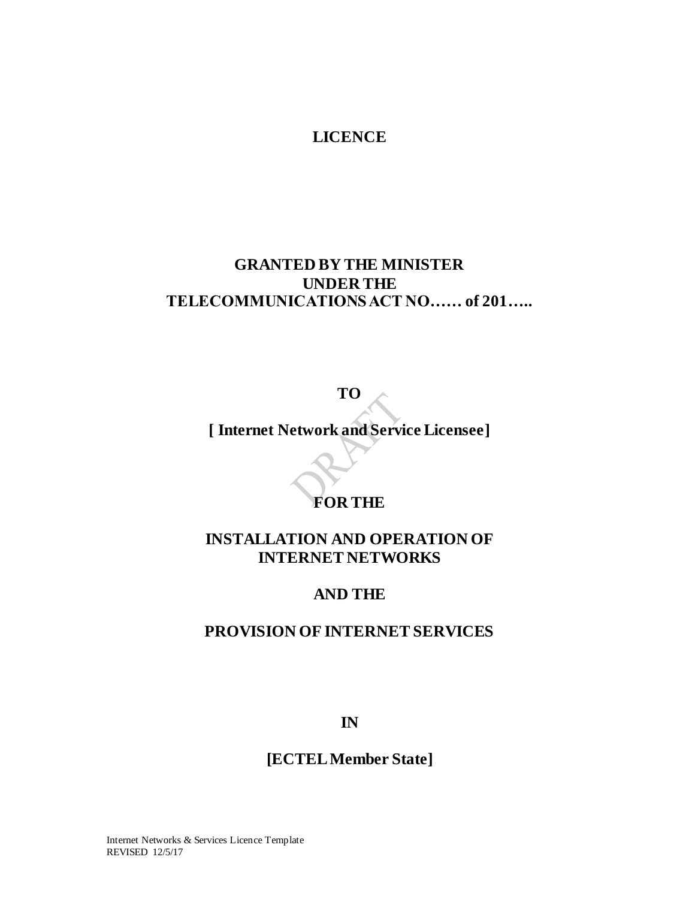# LICENCE

## GRANTED BY THE MINISTER
## UNDER THE
## TELECOMMUNICATIONS ACT NO…… of 201…..

**TO**

**[ Internet Network and Service Licensee]**

**FOR THE**

**INSTALLATION AND OPERATION OF INTERNET NETWORKS**

**AND THE**

**PROVISION OF INTERNET SERVICES**

**IN**

**[ECTEL Member State]**

Internet Networks & Services Licence Template
REVISED 12/5/17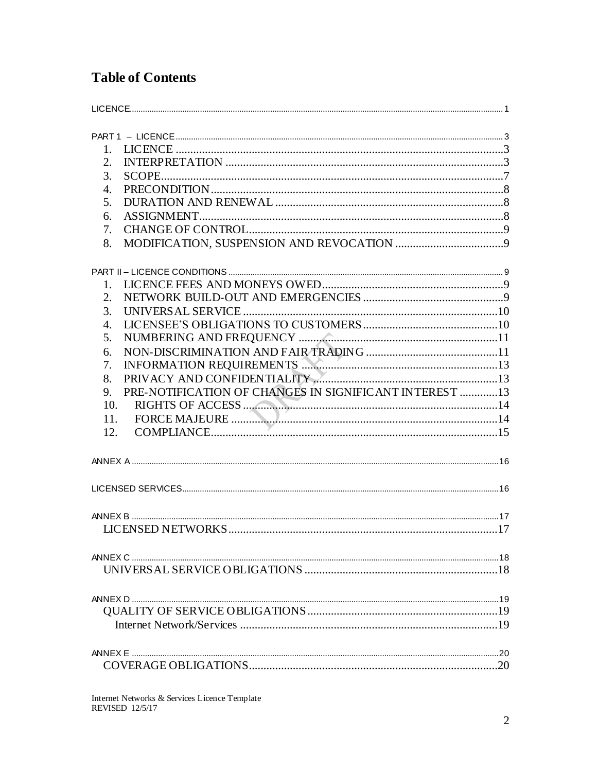# Table of Contents

LICENCE ........................................................................................................................ 1

PART 1 – LICENCE ........................................................................................................ 3

1. LICENCE ................................................................................................................ 3
2. INTERPRETATION ............................................................................................... 3
3. SCOPE ..................................................................................................................... 7
4. PRECONDITION ..................................................................................................... 8
5. DURATION AND RENEWAL ............................................................................... 8
6. ASSIGNMENT ........................................................................................................ 8
7. CHANGE OF CONTROL ........................................................................................ 9
8. MODIFICATION, SUSPENSION AND REVOCATION ...................................... 9

PART II – LICENCE CONDITIONS ................................................................................ 9

1. LICENCE FEES AND MONEYS OWED .............................................................. 9
2. NETWORK BUILD-OUT AND EMERGENCIES ................................................. 9
3. UNIVERSAL SERVICE ........................................................................................ 10
4. LICENSEE'S OBLIGATIONS TO CUSTOMERS ............................................... 10
5. NUMBERING AND FREQUENCY ..................................................................... 11
6. NON-DISCRIMINATION AND FAIR TRADING .............................................. 11
7. INFORMATION REQUIREMENTS .................................................................... 13
8. PRIVACY AND CONFIDENTIALITY ................................................................ 13
9. PRE-NOTIFICATION OF CHANGES IN SIGNIFICANT INTEREST ............... 13
10. RIGHTS OF ACCESS ........................................................................................ 14
11. FORCE MAJEURE ............................................................................................ 14
12. COMPLIANCE ................................................................................................... 15

ANNEX A ...................................................................................................................... 16

LICENSED SERVICES .................................................................................................. 16

ANNEX B ...................................................................................................................... 17

LICENSED NETWORKS ............................................................................................... 17

ANNEX C ...................................................................................................................... 18

UNIVERSAL SERVICE OBLIGATIONS ...................................................................... 18

ANNEX D ...................................................................................................................... 19

QUALITY OF SERVICE OBLIGATIONS ..................................................................... 19

Internet Network/Services ............................................................................................. 19

ANNEX E ...................................................................................................................... 20

COVERAGE OBLIGATIONS ....................................................................................... 20

Internet Networks & Services Licence Template
REVISED 12/5/17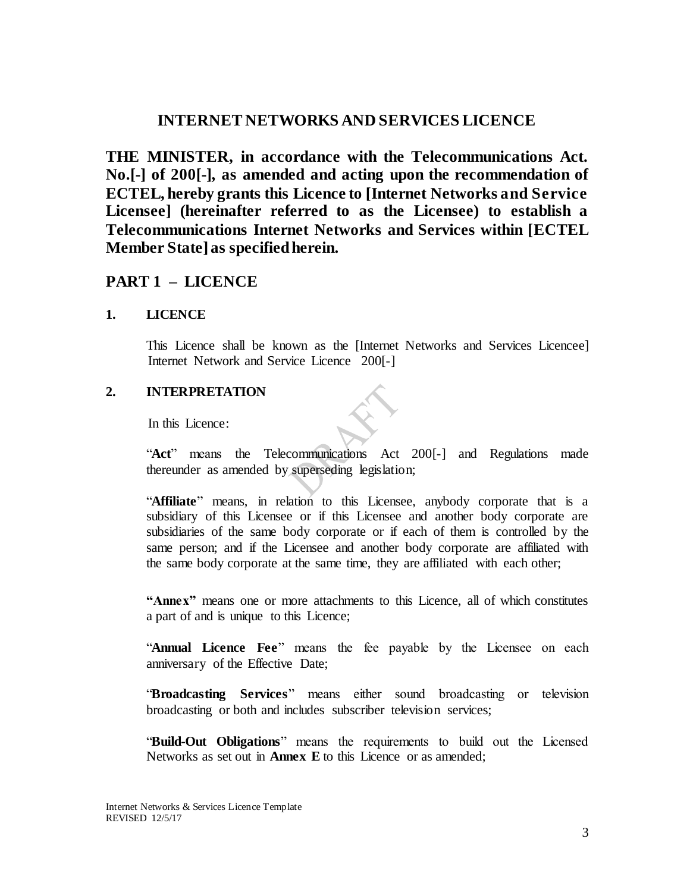## INTERNET NETWORKS AND SERVICES LICENCE

**THE MINISTER, in accordance with the Telecommunications Act. No.[-] of 200[-], as amended and acting upon the recommendation of ECTEL, hereby grants this Licence to [Internet Networks and Service Licensee] (hereinafter referred to as the Licensee) to establish a Telecommunications Internet Networks and Services within [ECTEL Member State] as specified herein.**

## PART 1 – LICENCE

### 1. LICENCE

This Licence shall be known as the [Internet Networks and Services Licencee] Internet Network and Service Licence 200[-]

### 2. INTERPRETATION

In this Licence:

"**Act**" means the Telecommunications Act 200[-] and Regulations made thereunder as amended by superseding legislation;

"**Affiliate**" means, in relation to this Licensee, anybody corporate that is a subsidiary of this Licensee or if this Licensee and another body corporate are subsidiaries of the same body corporate or if each of them is controlled by the same person; and if the Licensee and another body corporate are affiliated with the same body corporate at the same time, they are affiliated with each other;

**"Annex"** means one or more attachments to this Licence, all of which constitutes a part of and is unique to this Licence;

"**Annual Licence Fee**" means the fee payable by the Licensee on each anniversary of the Effective Date;

"**Broadcasting Services**" means either sound broadcasting or television broadcasting or both and includes subscriber television services;

"**Build-Out Obligations**" means the requirements to build out the Licensed Networks as set out in **Annex E** to this Licence or as amended;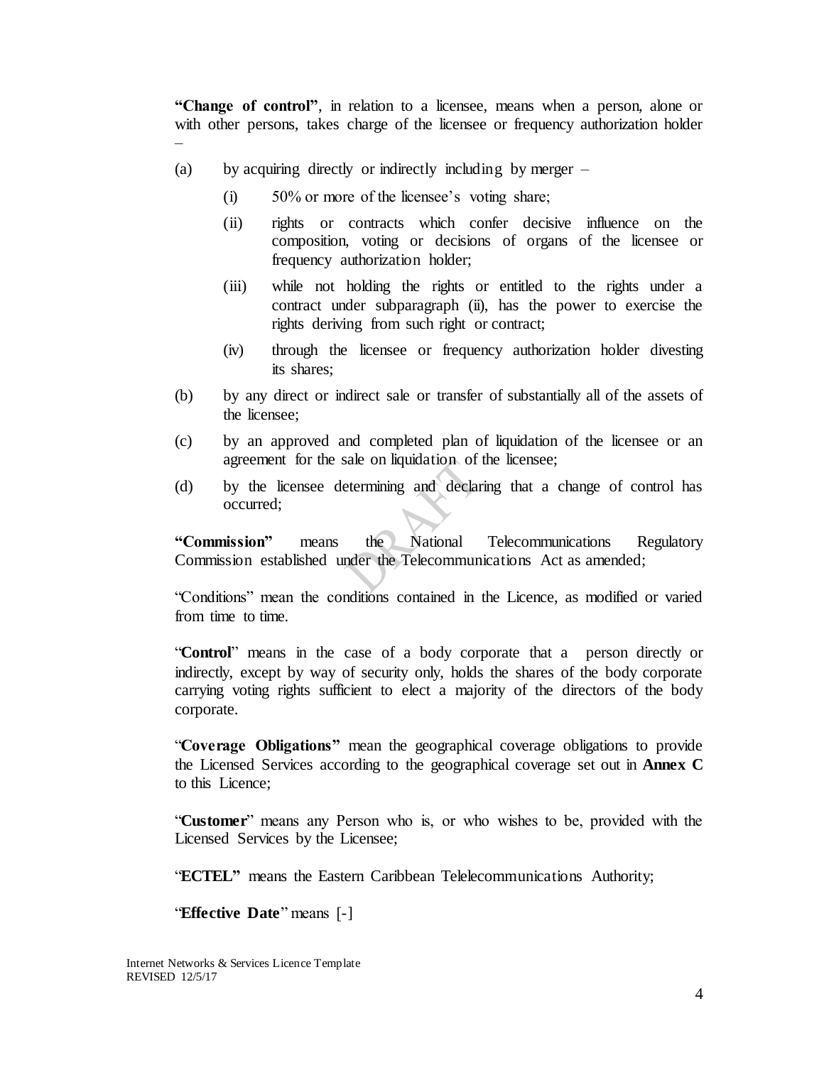**"Change of control"**, in relation to a licensee, means when a person, alone or with other persons, takes charge of the licensee or frequency authorization holder –

(a) by acquiring directly or indirectly including by merger –

   (i) 50% or more of the licensee's voting share;

   (ii) rights or contracts which confer decisive influence on the composition, voting or decisions of organs of the licensee or frequency authorization holder;

   (iii) while not holding the rights or entitled to the rights under a contract under subparagraph (ii), has the power to exercise the rights deriving from such right or contract;

   (iv) through the licensee or frequency authorization holder divesting its shares;

(b) by any direct or indirect sale or transfer of substantially all of the assets of the licensee;

(c) by an approved and completed plan of liquidation of the licensee or an agreement for the sale on liquidation of the licensee;

(d) by the licensee determining and declaring that a change of control has occurred;

**"Commission"** means the National Telecommunications Regulatory Commission established under the Telecommunications Act as amended;

"Conditions" mean the conditions contained in the Licence, as modified or varied from time to time.

"**Control**" means in the case of a body corporate that a person directly or indirectly, except by way of security only, holds the shares of the body corporate carrying voting rights sufficient to elect a majority of the directors of the body corporate.

"**Coverage Obligations"** mean the geographical coverage obligations to provide the Licensed Services according to the geographical coverage set out in **Annex C** to this Licence;

"**Customer**" means any Person who is, or who wishes to be, provided with the Licensed Services by the Licensee;

"**ECTEL"** means the Eastern Caribbean Telelecommunications Authority;

"**Effective Date**" means [-]

Internet Networks & Services Licence Template
REVISED 12/5/17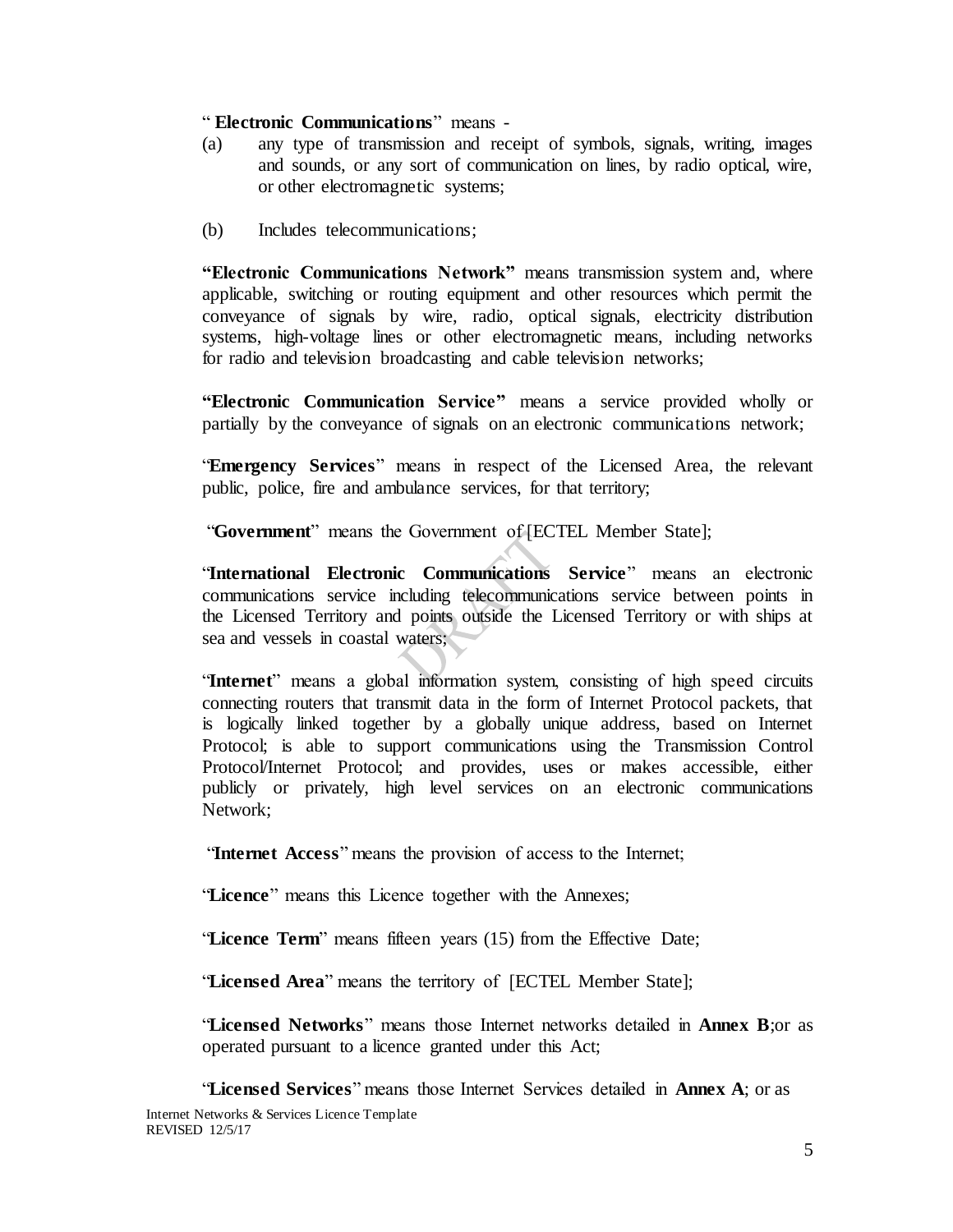"**Electronic Communications**" means -

(a) any type of transmission and receipt of symbols, signals, writing, images and sounds, or any sort of communication on lines, by radio optical, wire, or other electromagnetic systems;

(b) Includes telecommunications;

**"Electronic Communications Network"** means transmission system and, where applicable, switching or routing equipment and other resources which permit the conveyance of signals by wire, radio, optical signals, electricity distribution systems, high-voltage lines or other electromagnetic means, including networks for radio and television broadcasting and cable television networks;

**"Electronic Communication Service"** means a service provided wholly or partially by the conveyance of signals on an electronic communications network;

"**Emergency Services**" means in respect of the Licensed Area, the relevant public, police, fire and ambulance services, for that territory;

"**Government**" means the Government of [ECTEL Member State];

"**International Electronic Communications Service**" means an electronic communications service including telecommunications service between points in the Licensed Territory and points outside the Licensed Territory or with ships at sea and vessels in coastal waters;

"**Internet**" means a global information system, consisting of high speed circuits connecting routers that transmit data in the form of Internet Protocol packets, that is logically linked together by a globally unique address, based on Internet Protocol; is able to support communications using the Transmission Control Protocol/Internet Protocol; and provides, uses or makes accessible, either publicly or privately, high level services on an electronic communications Network;

"**Internet Access**" means the provision of access to the Internet;

"**Licence**" means this Licence together with the Annexes;

"**Licence Term**" means fifteen years (15) from the Effective Date;

"**Licensed Area**" means the territory of [ECTEL Member State];

"**Licensed Networks**" means those Internet networks detailed in **Annex B**;or as operated pursuant to a licence granted under this Act;

"**Licensed Services**" means those Internet Services detailed in **Annex A**; or as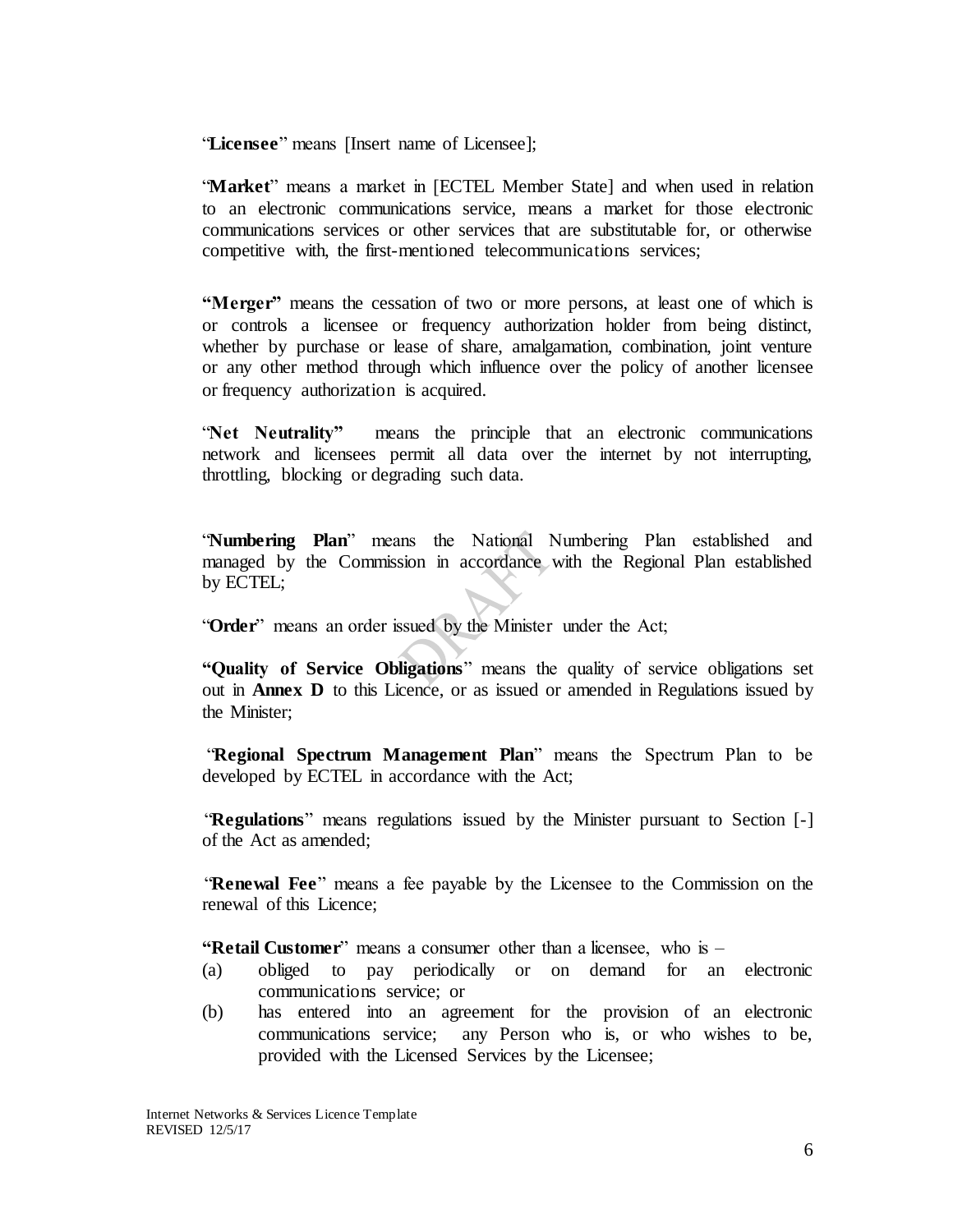"**Licensee**" means [Insert name of Licensee];

"**Market**" means a market in [ECTEL Member State] and when used in relation to an electronic communications service, means a market for those electronic communications services or other services that are substitutable for, or otherwise competitive with, the first-mentioned telecommunications services;

**"Merger"** means the cessation of two or more persons, at least one of which is or controls a licensee or frequency authorization holder from being distinct, whether by purchase or lease of share, amalgamation, combination, joint venture or any other method through which influence over the policy of another licensee or frequency authorization is acquired.

"**Net Neutrality"** means the principle that an electronic communications network and licensees permit all data over the internet by not interrupting, throttling, blocking or degrading such data.

"**Numbering Plan**" means the National Numbering Plan established and managed by the Commission in accordance with the Regional Plan established by ECTEL;

"**Order**" means an order issued by the Minister under the Act;

**"Quality of Service Obligations**" means the quality of service obligations set out in **Annex D** to this Licence, or as issued or amended in Regulations issued by the Minister;

"**Regional Spectrum Management Plan**" means the Spectrum Plan to be developed by ECTEL in accordance with the Act;

"**Regulations**" means regulations issued by the Minister pursuant to Section [-] of the Act as amended;

"**Renewal Fee**" means a fee payable by the Licensee to the Commission on the renewal of this Licence;

**"Retail Customer**" means a consumer other than a licensee, who is –

(a) obliged to pay periodically or on demand for an electronic communications service; or

(b) has entered into an agreement for the provision of an electronic communications service; any Person who is, or who wishes to be, provided with the Licensed Services by the Licensee;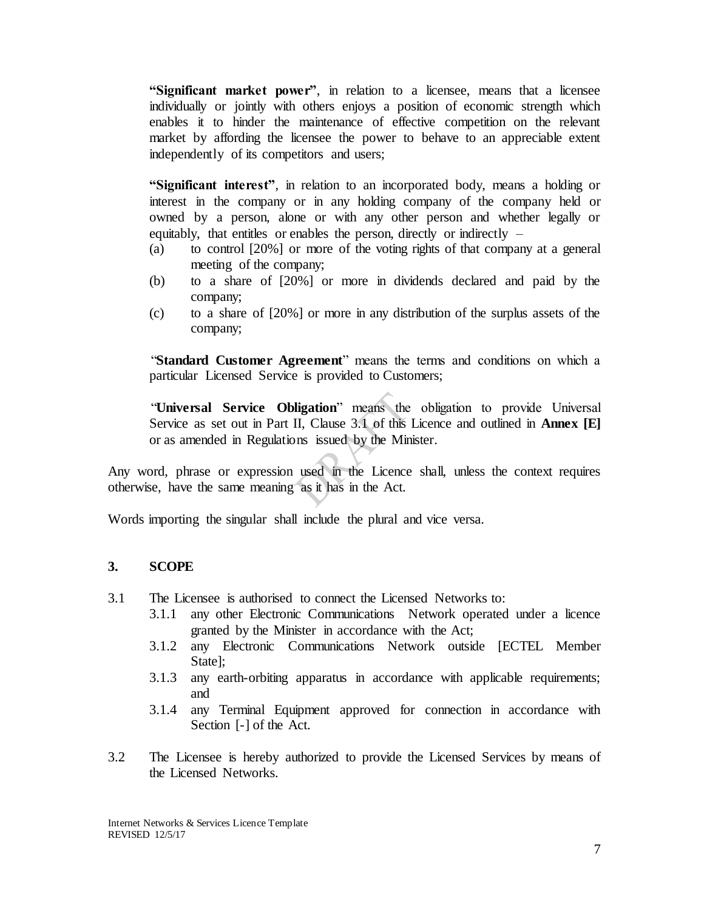**"Significant market power"**, in relation to a licensee, means that a licensee individually or jointly with others enjoys a position of economic strength which enables it to hinder the maintenance of effective competition on the relevant market by affording the licensee the power to behave to an appreciable extent independently of its competitors and users;

**"Significant interest"**, in relation to an incorporated body, means a holding or interest in the company or in any holding company of the company held or owned by a person, alone or with any other person and whether legally or equitably, that entitles or enables the person, directly or indirectly –

(a) to control [20%] or more of the voting rights of that company at a general meeting of the company;

(b) to a share of [20%] or more in dividends declared and paid by the company;

(c) to a share of [20%] or more in any distribution of the surplus assets of the company;

"**Standard Customer Agreement**" means the terms and conditions on which a particular Licensed Service is provided to Customers;

"**Universal Service Obligation**" means the obligation to provide Universal Service as set out in Part II, Clause 3.1 of this Licence and outlined in **Annex [E]** or as amended in Regulations issued by the Minister.

Any word, phrase or expression used in the Licence shall, unless the context requires otherwise, have the same meaning as it has in the Act.

Words importing the singular shall include the plural and vice versa.

## 3. SCOPE

3.1 The Licensee is authorised to connect the Licensed Networks to:

- 3.1.1 any other Electronic Communications Network operated under a licence granted by the Minister in accordance with the Act;
- 3.1.2 any Electronic Communications Network outside [ECTEL Member State];
- 3.1.3 any earth-orbiting apparatus in accordance with applicable requirements; and
- 3.1.4 any Terminal Equipment approved for connection in accordance with Section [-] of the Act.

3.2 The Licensee is hereby authorized to provide the Licensed Services by means of the Licensed Networks.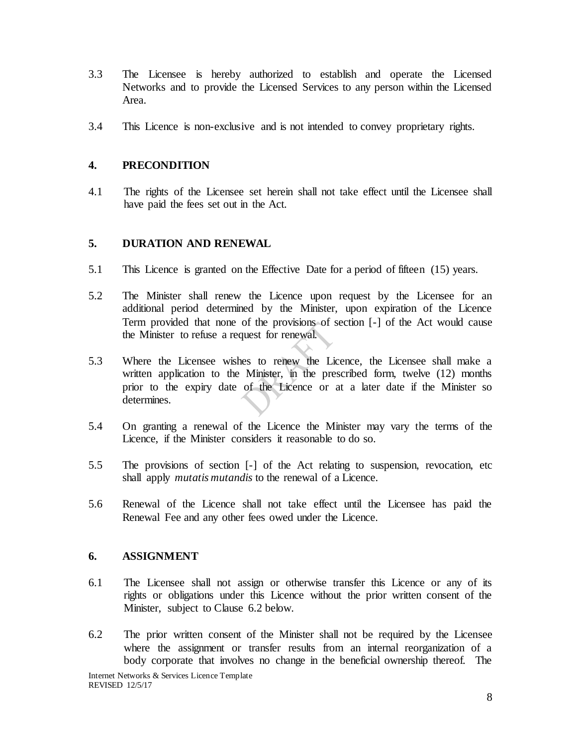3.3 The Licensee is hereby authorized to establish and operate the Licensed Networks and to provide the Licensed Services to any person within the Licensed Area.

3.4 This Licence is non-exclusive and is not intended to convey proprietary rights.

## 4. PRECONDITION

4.1 The rights of the Licensee set herein shall not take effect until the Licensee shall have paid the fees set out in the Act.

## 5. DURATION AND RENEWAL

5.1 This Licence is granted on the Effective Date for a period of fifteen (15) years.

5.2 The Minister shall renew the Licence upon request by the Licensee for an additional period determined by the Minister, upon expiration of the Licence Term provided that none of the provisions of section [-] of the Act would cause the Minister to refuse a request for renewal.

5.3 Where the Licensee wishes to renew the Licence, the Licensee shall make a written application to the Minister, in the prescribed form, twelve (12) months prior to the expiry date of the Licence or at a later date if the Minister so determines.

5.4 On granting a renewal of the Licence the Minister may vary the terms of the Licence, if the Minister considers it reasonable to do so.

5.5 The provisions of section [-] of the Act relating to suspension, revocation, etc shall apply *mutatis mutandis* to the renewal of a Licence.

5.6 Renewal of the Licence shall not take effect until the Licensee has paid the Renewal Fee and any other fees owed under the Licence.

## 6. ASSIGNMENT

6.1 The Licensee shall not assign or otherwise transfer this Licence or any of its rights or obligations under this Licence without the prior written consent of the Minister, subject to Clause 6.2 below.

6.2 The prior written consent of the Minister shall not be required by the Licensee where the assignment or transfer results from an internal reorganization of a body corporate that involves no change in the beneficial ownership thereof. The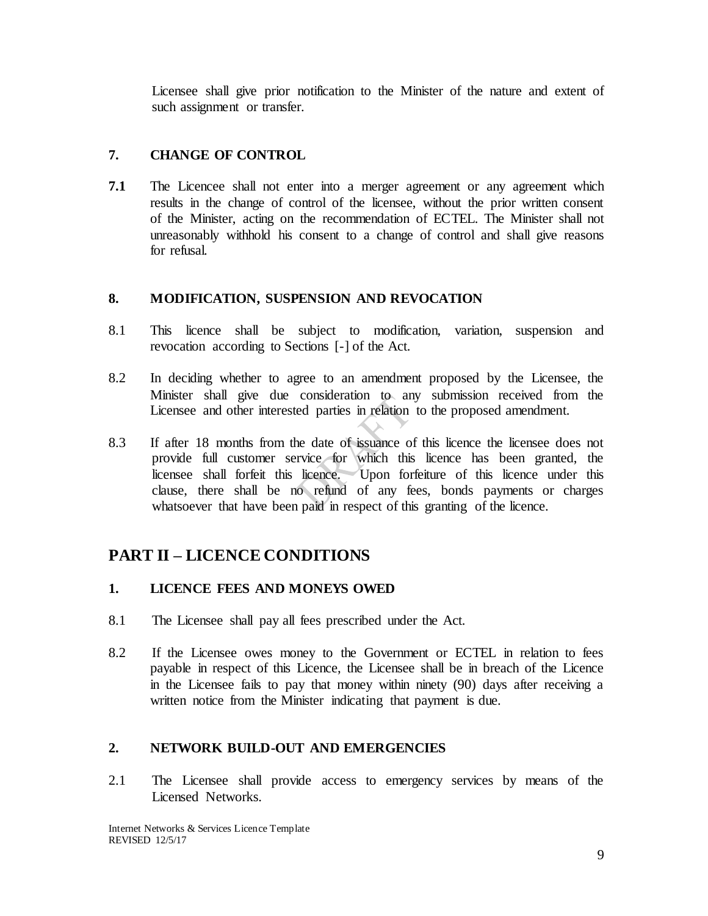Licensee shall give prior notification to the Minister of the nature and extent of such assignment or transfer.

### 7. CHANGE OF CONTROL

**7.1** The Licencee shall not enter into a merger agreement or any agreement which results in the change of control of the licensee, without the prior written consent of the Minister, acting on the recommendation of ECTEL. The Minister shall not unreasonably withhold his consent to a change of control and shall give reasons for refusal.

### 8. MODIFICATION, SUSPENSION AND REVOCATION

8.1 This licence shall be subject to modification, variation, suspension and revocation according to Sections [-] of the Act.

8.2 In deciding whether to agree to an amendment proposed by the Licensee, the Minister shall give due consideration to any submission received from the Licensee and other interested parties in relation to the proposed amendment.

8.3 If after 18 months from the date of issuance of this licence the licensee does not provide full customer service for which this licence has been granted, the licensee shall forfeit this licence. Upon forfeiture of this licence under this clause, there shall be no refund of any fees, bonds payments or charges whatsoever that have been paid in respect of this granting of the licence.

## PART II – LICENCE CONDITIONS

### 1. LICENCE FEES AND MONEYS OWED

8.1 The Licensee shall pay all fees prescribed under the Act.

8.2 If the Licensee owes money to the Government or ECTEL in relation to fees payable in respect of this Licence, the Licensee shall be in breach of the Licence in the Licensee fails to pay that money within ninety (90) days after receiving a written notice from the Minister indicating that payment is due.

### 2. NETWORK BUILD-OUT AND EMERGENCIES

2.1 The Licensee shall provide access to emergency services by means of the Licensed Networks.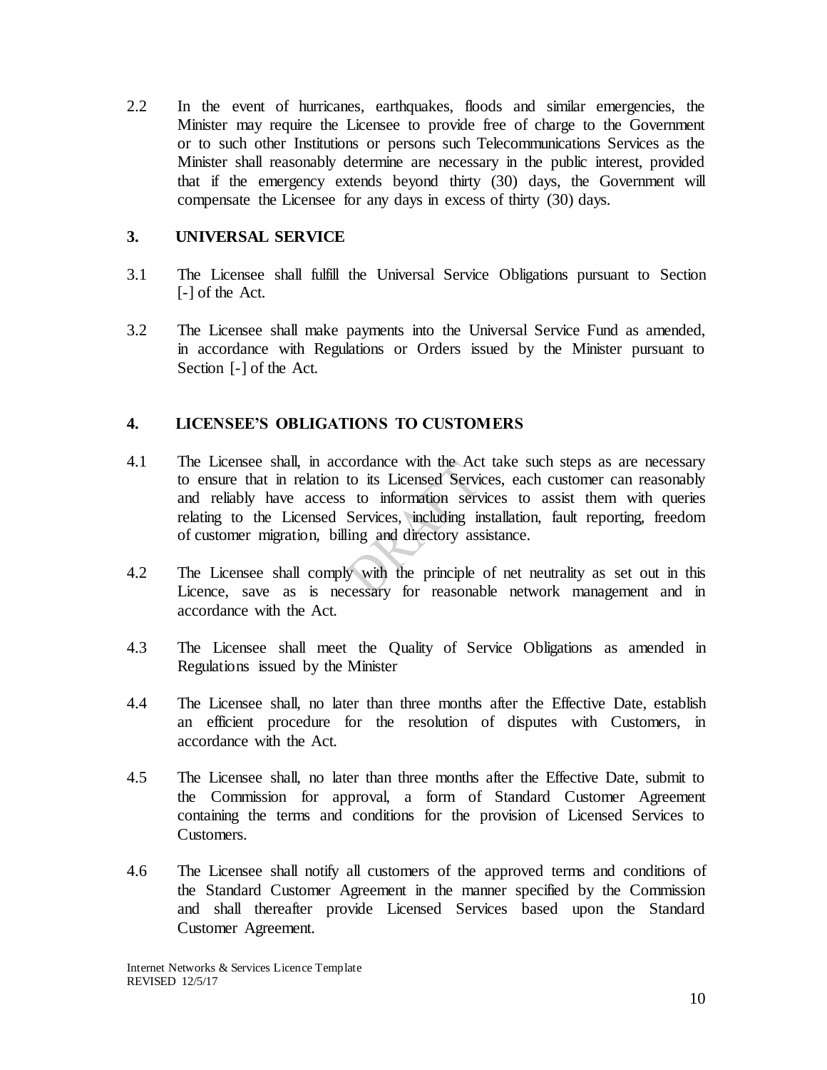2.2 In the event of hurricanes, earthquakes, floods and similar emergencies, the Minister may require the Licensee to provide free of charge to the Government or to such other Institutions or persons such Telecommunications Services as the Minister shall reasonably determine are necessary in the public interest, provided that if the emergency extends beyond thirty (30) days, the Government will compensate the Licensee for any days in excess of thirty (30) days.

## 3. UNIVERSAL SERVICE

3.1 The Licensee shall fulfill the Universal Service Obligations pursuant to Section [-] of the Act.

3.2 The Licensee shall make payments into the Universal Service Fund as amended, in accordance with Regulations or Orders issued by the Minister pursuant to Section [-] of the Act.

## 4. LICENSEE'S OBLIGATIONS TO CUSTOMERS

4.1 The Licensee shall, in accordance with the Act take such steps as are necessary to ensure that in relation to its Licensed Services, each customer can reasonably and reliably have access to information services to assist them with queries relating to the Licensed Services, including installation, fault reporting, freedom of customer migration, billing and directory assistance.

4.2 The Licensee shall comply with the principle of net neutrality as set out in this Licence, save as is necessary for reasonable network management and in accordance with the Act.

4.3 The Licensee shall meet the Quality of Service Obligations as amended in Regulations issued by the Minister

4.4 The Licensee shall, no later than three months after the Effective Date, establish an efficient procedure for the resolution of disputes with Customers, in accordance with the Act.

4.5 The Licensee shall, no later than three months after the Effective Date, submit to the Commission for approval, a form of Standard Customer Agreement containing the terms and conditions for the provision of Licensed Services to Customers.

4.6 The Licensee shall notify all customers of the approved terms and conditions of the Standard Customer Agreement in the manner specified by the Commission and shall thereafter provide Licensed Services based upon the Standard Customer Agreement.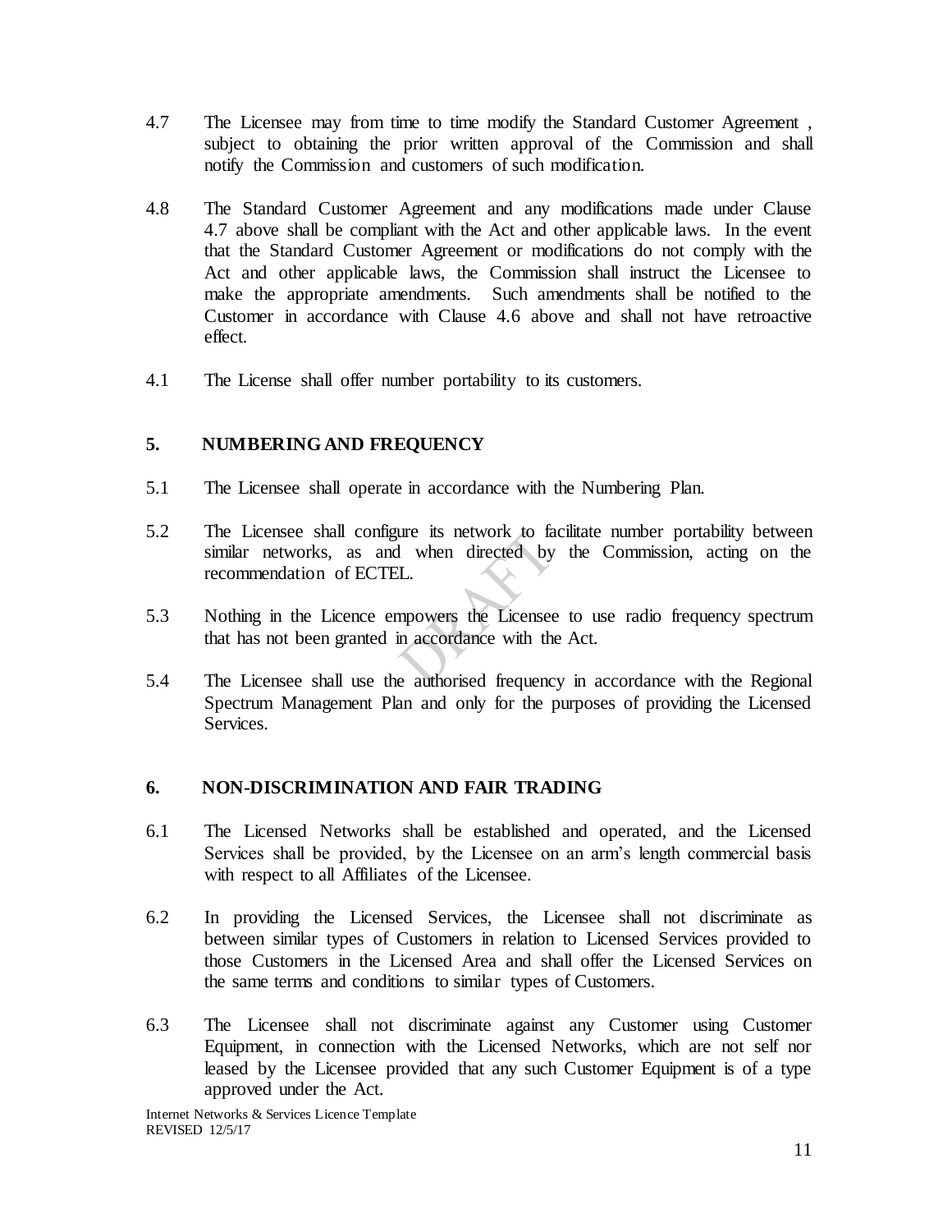4.7 The Licensee may from time to time modify the Standard Customer Agreement , subject to obtaining the prior written approval of the Commission and shall notify the Commission and customers of such modification.

4.8 The Standard Customer Agreement and any modifications made under Clause 4.7 above shall be compliant with the Act and other applicable laws. In the event that the Standard Customer Agreement or modifications do not comply with the Act and other applicable laws, the Commission shall instruct the Licensee to make the appropriate amendments. Such amendments shall be notified to the Customer in accordance with Clause 4.6 above and shall not have retroactive effect.

4.1 The License shall offer number portability to its customers.

## 5. NUMBERING AND FREQUENCY

5.1 The Licensee shall operate in accordance with the Numbering Plan.

5.2 The Licensee shall configure its network to facilitate number portability between similar networks, as and when directed by the Commission, acting on the recommendation of ECTEL.

5.3 Nothing in the Licence empowers the Licensee to use radio frequency spectrum that has not been granted in accordance with the Act.

5.4 The Licensee shall use the authorised frequency in accordance with the Regional Spectrum Management Plan and only for the purposes of providing the Licensed Services.

## 6. NON-DISCRIMINATION AND FAIR TRADING

6.1 The Licensed Networks shall be established and operated, and the Licensed Services shall be provided, by the Licensee on an arm's length commercial basis with respect to all Affiliates of the Licensee.

6.2 In providing the Licensed Services, the Licensee shall not discriminate as between similar types of Customers in relation to Licensed Services provided to those Customers in the Licensed Area and shall offer the Licensed Services on the same terms and conditions to similar types of Customers.

6.3 The Licensee shall not discriminate against any Customer using Customer Equipment, in connection with the Licensed Networks, which are not self nor leased by the Licensee provided that any such Customer Equipment is of a type approved under the Act.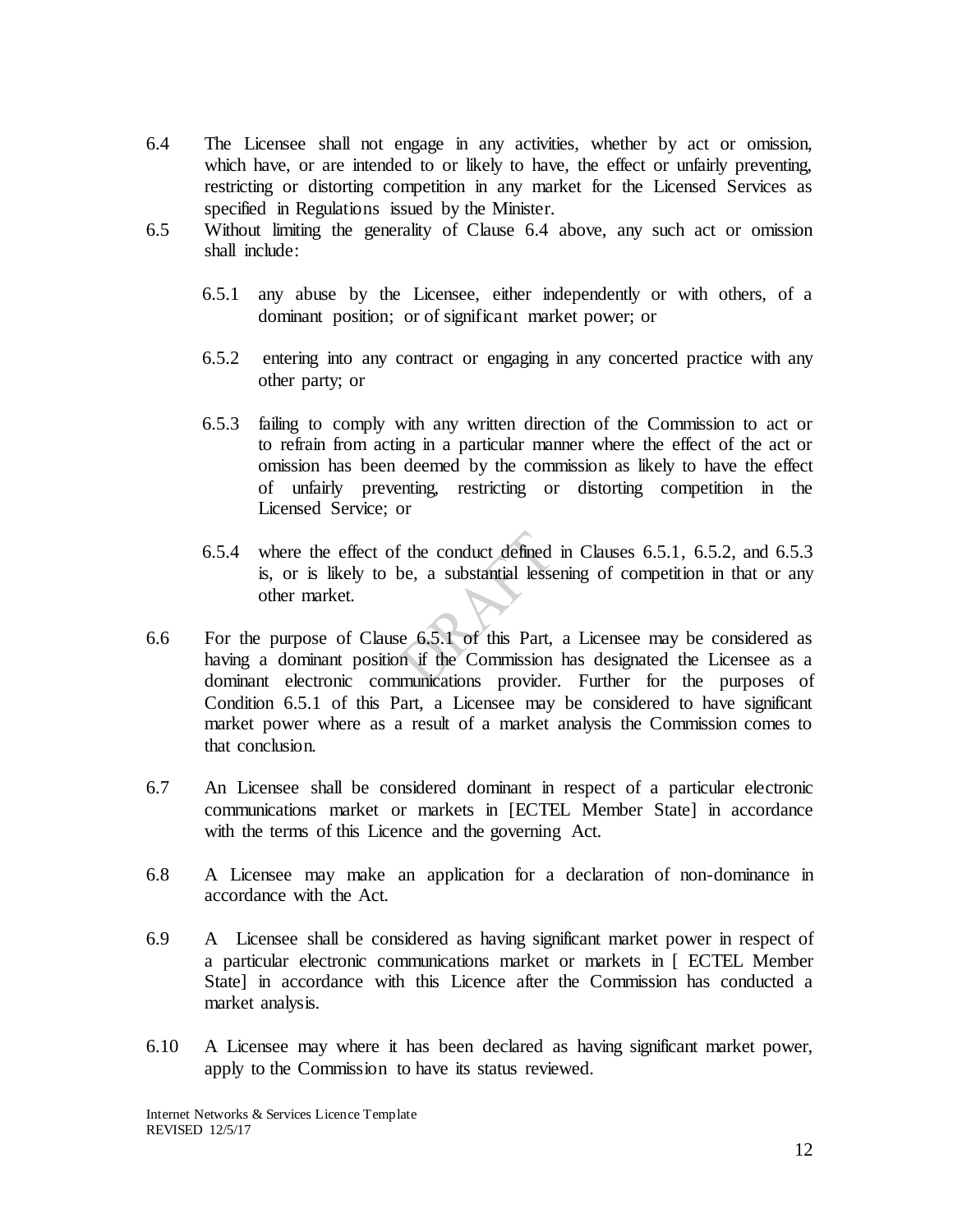6.4 The Licensee shall not engage in any activities, whether by act or omission, which have, or are intended to or likely to have, the effect or unfairly preventing, restricting or distorting competition in any market for the Licensed Services as specified in Regulations issued by the Minister.

6.5 Without limiting the generality of Clause 6.4 above, any such act or omission shall include:

6.5.1 any abuse by the Licensee, either independently or with others, of a dominant position; or of significant market power; or

6.5.2 entering into any contract or engaging in any concerted practice with any other party; or

6.5.3 failing to comply with any written direction of the Commission to act or to refrain from acting in a particular manner where the effect of the act or omission has been deemed by the commission as likely to have the effect of unfairly preventing, restricting or distorting competition in the Licensed Service; or

6.5.4 where the effect of the conduct defined in Clauses 6.5.1, 6.5.2, and 6.5.3 is, or is likely to be, a substantial lessening of competition in that or any other market.

6.6 For the purpose of Clause 6.5.1 of this Part, a Licensee may be considered as having a dominant position if the Commission has designated the Licensee as a dominant electronic communications provider. Further for the purposes of Condition 6.5.1 of this Part, a Licensee may be considered to have significant market power where as a result of a market analysis the Commission comes to that conclusion.

6.7 An Licensee shall be considered dominant in respect of a particular electronic communications market or markets in [ECTEL Member State] in accordance with the terms of this Licence and the governing Act.

6.8 A Licensee may make an application for a declaration of non-dominance in accordance with the Act.

6.9 A Licensee shall be considered as having significant market power in respect of a particular electronic communications market or markets in [ ECTEL Member State] in accordance with this Licence after the Commission has conducted a market analysis.

6.10 A Licensee may where it has been declared as having significant market power, apply to the Commission to have its status reviewed.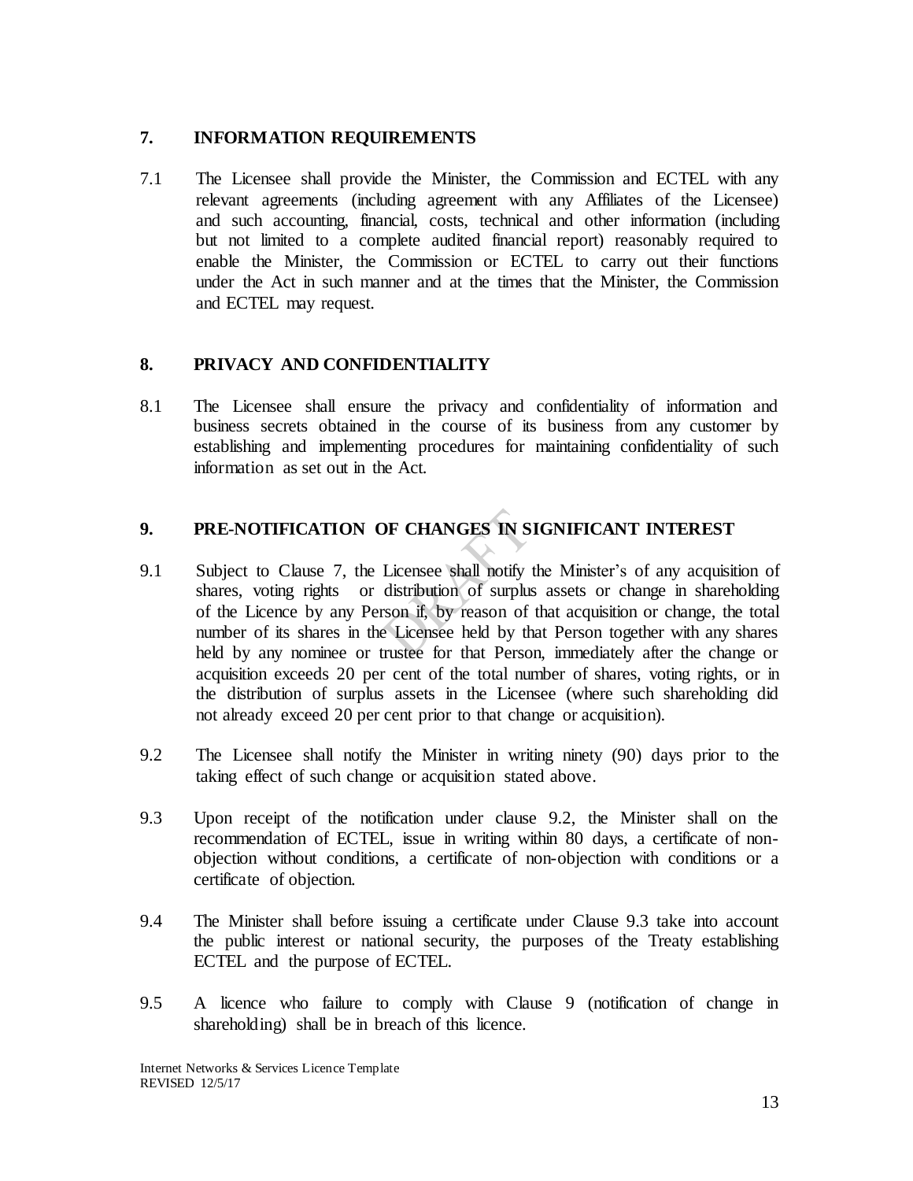## 7. INFORMATION REQUIREMENTS

7.1 The Licensee shall provide the Minister, the Commission and ECTEL with any relevant agreements (including agreement with any Affiliates of the Licensee) and such accounting, financial, costs, technical and other information (including but not limited to a complete audited financial report) reasonably required to enable the Minister, the Commission or ECTEL to carry out their functions under the Act in such manner and at the times that the Minister, the Commission and ECTEL may request.

## 8. PRIVACY AND CONFIDENTIALITY

8.1 The Licensee shall ensure the privacy and confidentiality of information and business secrets obtained in the course of its business from any customer by establishing and implementing procedures for maintaining confidentiality of such information as set out in the Act.

## 9. PRE-NOTIFICATION OF CHANGES IN SIGNIFICANT INTEREST

9.1 Subject to Clause 7, the Licensee shall notify the Minister's of any acquisition of shares, voting rights or distribution of surplus assets or change in shareholding of the Licence by any Person if, by reason of that acquisition or change, the total number of its shares in the Licensee held by that Person together with any shares held by any nominee or trustee for that Person, immediately after the change or acquisition exceeds 20 per cent of the total number of shares, voting rights, or in the distribution of surplus assets in the Licensee (where such shareholding did not already exceed 20 per cent prior to that change or acquisition).

9.2 The Licensee shall notify the Minister in writing ninety (90) days prior to the taking effect of such change or acquisition stated above.

9.3 Upon receipt of the notification under clause 9.2, the Minister shall on the recommendation of ECTEL, issue in writing within 80 days, a certificate of non-objection without conditions, a certificate of non-objection with conditions or a certificate of objection.

9.4 The Minister shall before issuing a certificate under Clause 9.3 take into account the public interest or national security, the purposes of the Treaty establishing ECTEL and the purpose of ECTEL.

9.5 A licence who failure to comply with Clause 9 (notification of change in shareholding) shall be in breach of this licence.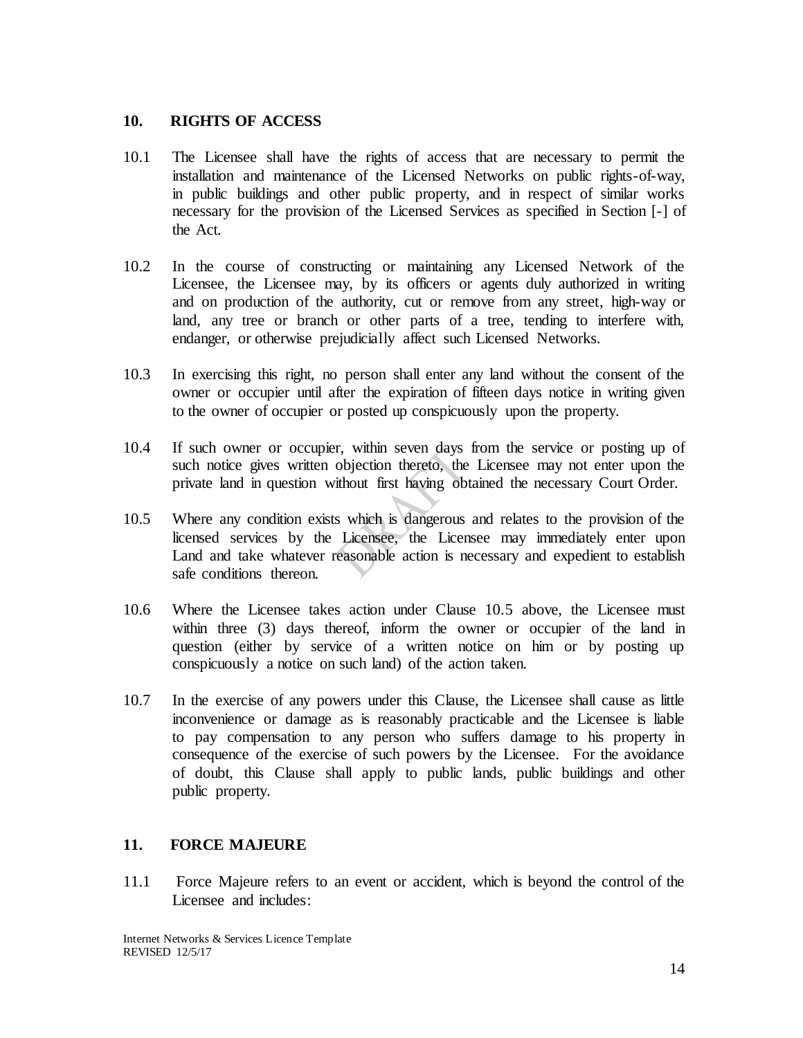## 10. RIGHTS OF ACCESS

10.1 The Licensee shall have the rights of access that are necessary to permit the installation and maintenance of the Licensed Networks on public rights-of-way, in public buildings and other public property, and in respect of similar works necessary for the provision of the Licensed Services as specified in Section [-] of the Act.

10.2 In the course of constructing or maintaining any Licensed Network of the Licensee, the Licensee may, by its officers or agents duly authorized in writing and on production of the authority, cut or remove from any street, high-way or land, any tree or branch or other parts of a tree, tending to interfere with, endanger, or otherwise prejudicially affect such Licensed Networks.

10.3 In exercising this right, no person shall enter any land without the consent of the owner or occupier until after the expiration of fifteen days notice in writing given to the owner of occupier or posted up conspicuously upon the property.

10.4 If such owner or occupier, within seven days from the service or posting up of such notice gives written objection thereto, the Licensee may not enter upon the private land in question without first having obtained the necessary Court Order.

10.5 Where any condition exists which is dangerous and relates to the provision of the licensed services by the Licensee, the Licensee may immediately enter upon Land and take whatever reasonable action is necessary and expedient to establish safe conditions thereon.

10.6 Where the Licensee takes action under Clause 10.5 above, the Licensee must within three (3) days thereof, inform the owner or occupier of the land in question (either by service of a written notice on him or by posting up conspicuously a notice on such land) of the action taken.

10.7 In the exercise of any powers under this Clause, the Licensee shall cause as little inconvenience or damage as is reasonably practicable and the Licensee is liable to pay compensation to any person who suffers damage to his property in consequence of the exercise of such powers by the Licensee. For the avoidance of doubt, this Clause shall apply to public lands, public buildings and other public property.

## 11. FORCE MAJEURE

11.1 Force Majeure refers to an event or accident, which is beyond the control of the Licensee and includes: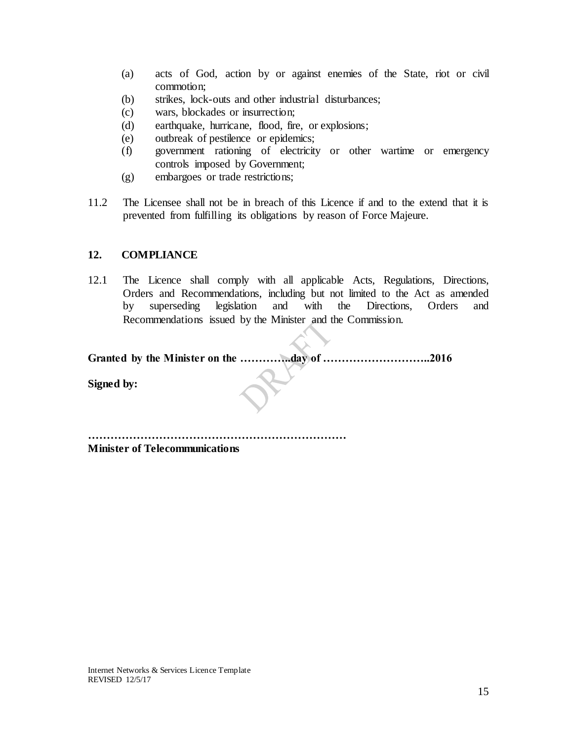(a) acts of God, action by or against enemies of the State, riot or civil commotion;
(b) strikes, lock-outs and other industrial disturbances;
(c) wars, blockades or insurrection;
(d) earthquake, hurricane, flood, fire, or explosions;
(e) outbreak of pestilence or epidemics;
(f) government rationing of electricity or other wartime or emergency controls imposed by Government;
(g) embargoes or trade restrictions;

11.2 The Licensee shall not be in breach of this Licence if and to the extend that it is prevented from fulfilling its obligations by reason of Force Majeure.

## 12. COMPLIANCE

12.1 The Licence shall comply with all applicable Acts, Regulations, Directions, Orders and Recommendations, including but not limited to the Act as amended by superseding legislation and with the Directions, Orders and Recommendations issued by the Minister and the Commission.

**Granted by the Minister on the …………..day of ………………………..2016**

**Signed by:**

**……………………………………………………………**
**Minister of Telecommunications**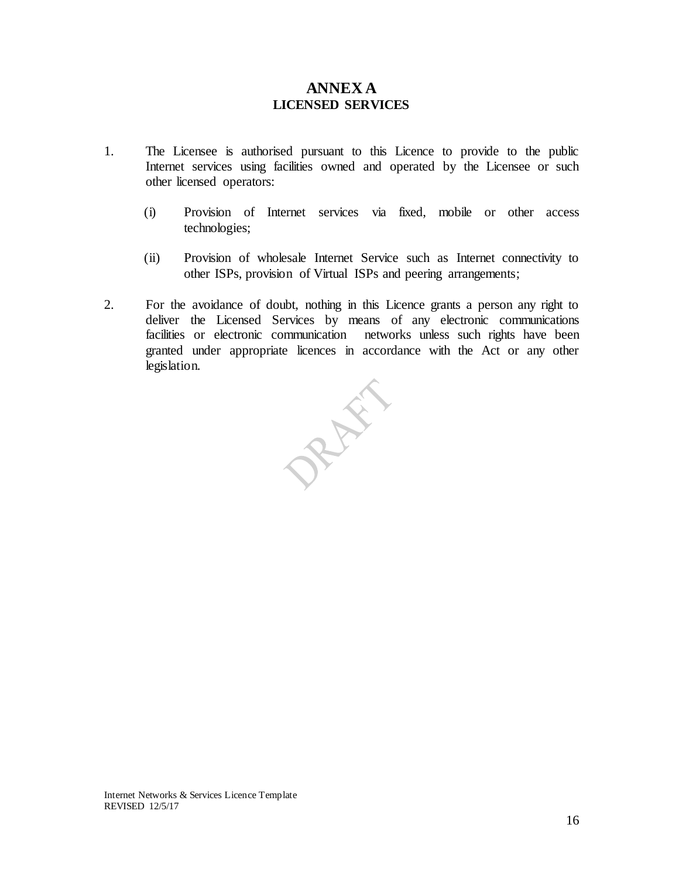# ANNEX A
## LICENSED SERVICES

1. The Licensee is authorised pursuant to this Licence to provide to the public Internet services using facilities owned and operated by the Licensee or such other licensed operators:

   (i) Provision of Internet services via fixed, mobile or other access technologies;

   (ii) Provision of wholesale Internet Service such as Internet connectivity to other ISPs, provision of Virtual ISPs and peering arrangements;

2. For the avoidance of doubt, nothing in this Licence grants a person any right to deliver the Licensed Services by means of any electronic communications facilities or electronic communication networks unless such rights have been granted under appropriate licences in accordance with the Act or any other legislation.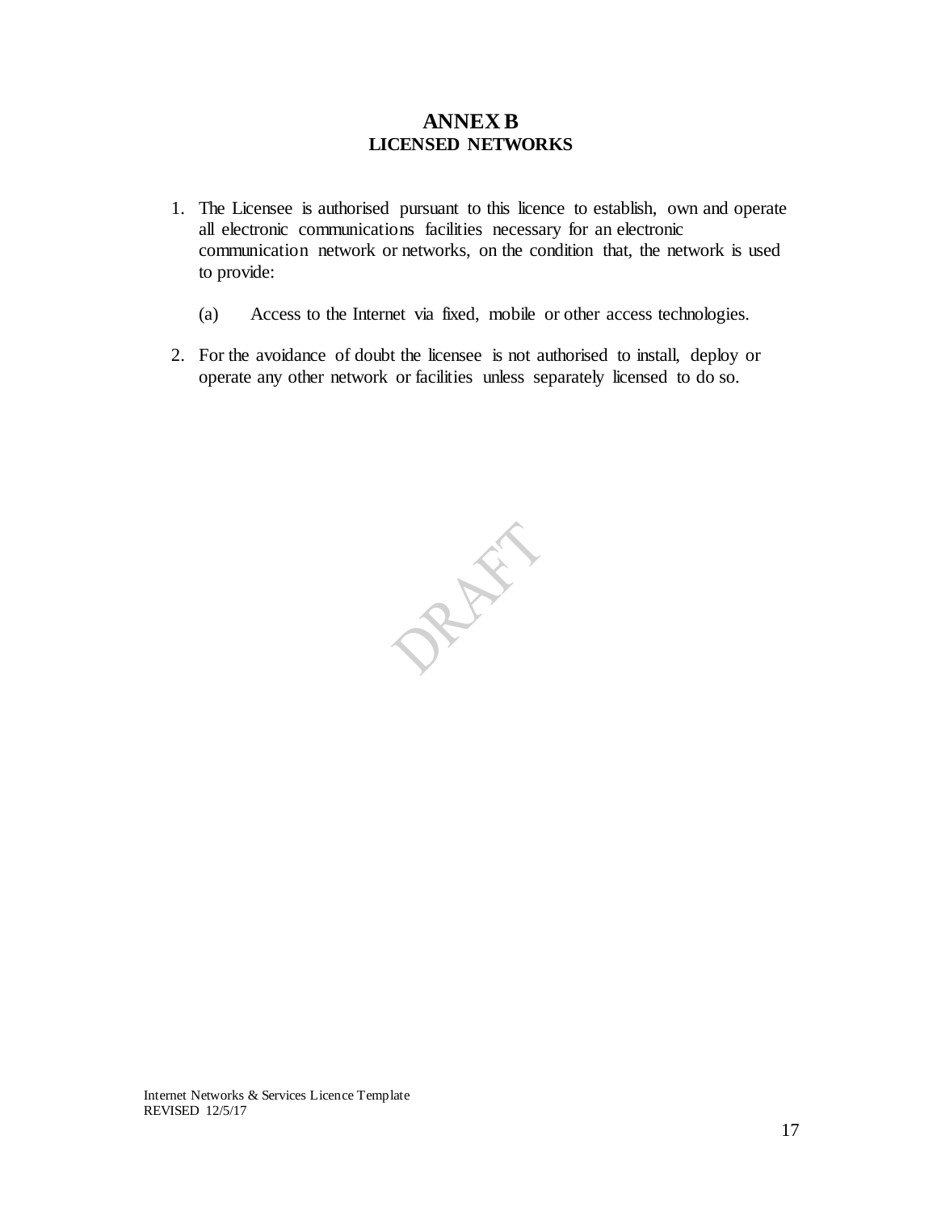# ANNEX B
## LICENSED NETWORKS

1. The Licensee is authorised pursuant to this licence to establish, own and operate all electronic communications facilities necessary for an electronic communication network or networks, on the condition that, the network is used to provide:

   (a) Access to the Internet via fixed, mobile or other access technologies.

2. For the avoidance of doubt the licensee is not authorised to install, deploy or operate any other network or facilities unless separately licensed to do so.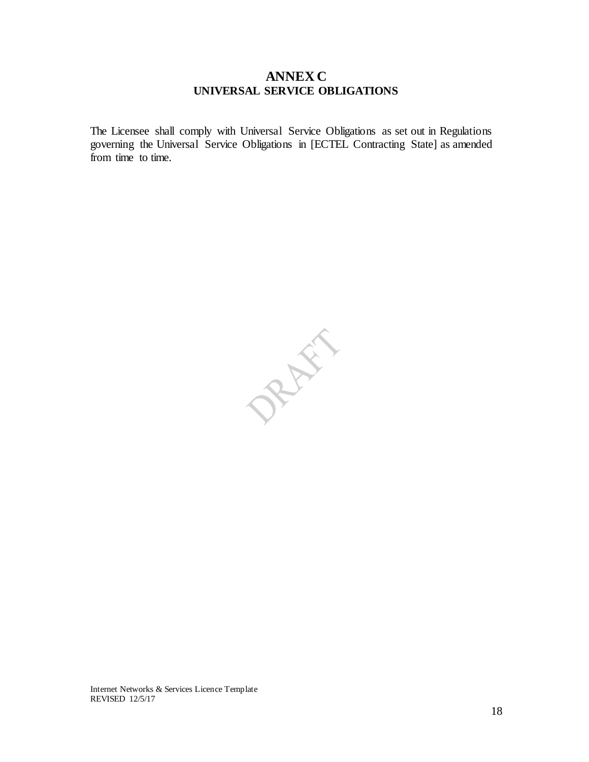# ANNEX C
## UNIVERSAL SERVICE OBLIGATIONS

The Licensee shall comply with Universal Service Obligations as set out in Regulations governing the Universal Service Obligations in [ECTEL Contracting State] as amended from time to time.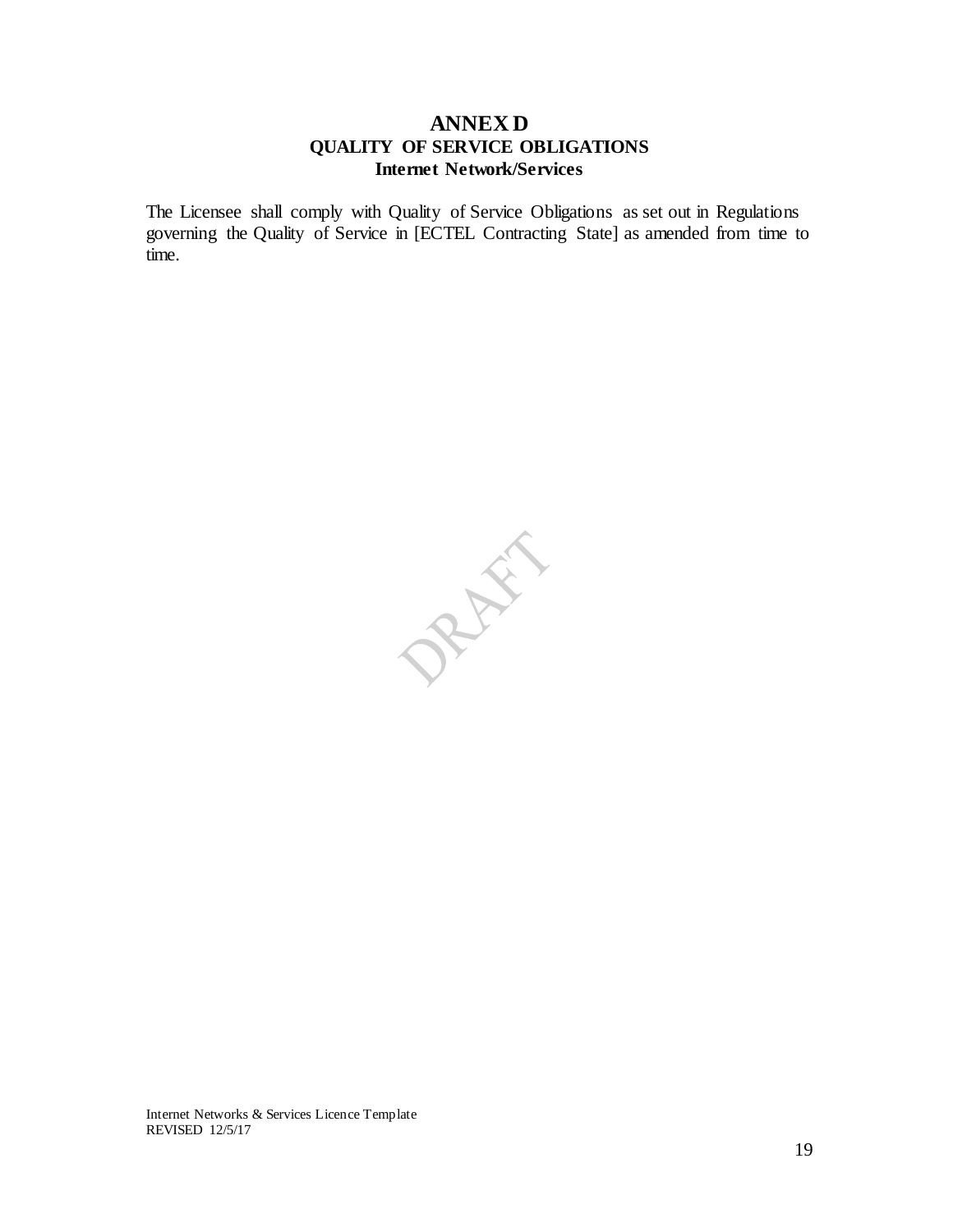# ANNEX D

## QUALITY OF SERVICE OBLIGATIONS

### Internet Network/Services

The Licensee shall comply with Quality of Service Obligations as set out in Regulations governing the Quality of Service in [ECTEL Contracting State] as amended from time to time.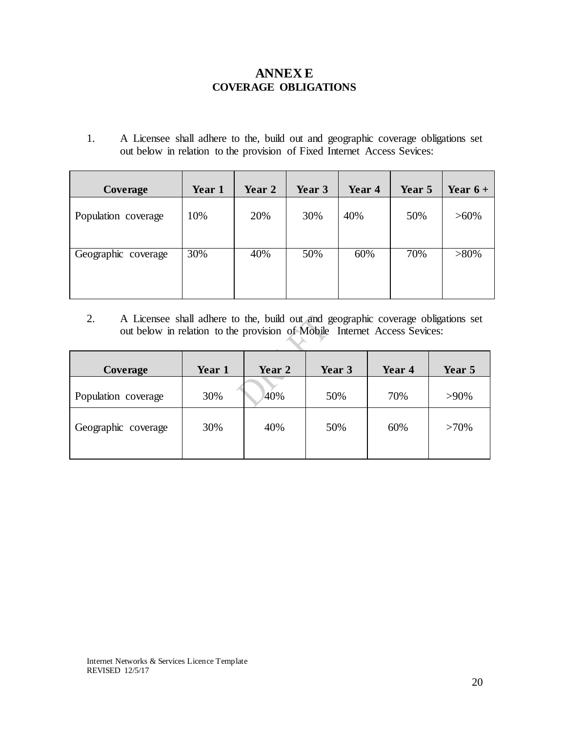# ANNEX E
## COVERAGE OBLIGATIONS

1. A Licensee shall adhere to the, build out and geographic coverage obligations set out below in relation to the provision of Fixed Internet Access Sevices:

| Coverage | Year 1 | Year 2 | Year 3 | Year 4 | Year 5 | Year 6 + |
|---|---|---|---|---|---|---|
| Population coverage | 10% | 20% | 30% | 40% | 50% | >60% |
| Geographic coverage | 30% | 40% | 50% | 60% | 70% | >80% |

2. A Licensee shall adhere to the, build out and geographic coverage obligations set out below in relation to the provision of Mobile Internet Access Sevices:

| Coverage | Year 1 | Year 2 | Year 3 | Year 4 | Year 5 |
|---|---|---|---|---|---|
| Population coverage | 30% | 40% | 50% | 70% | >90% |
| Geographic coverage | 30% | 40% | 50% | 60% | >70% |